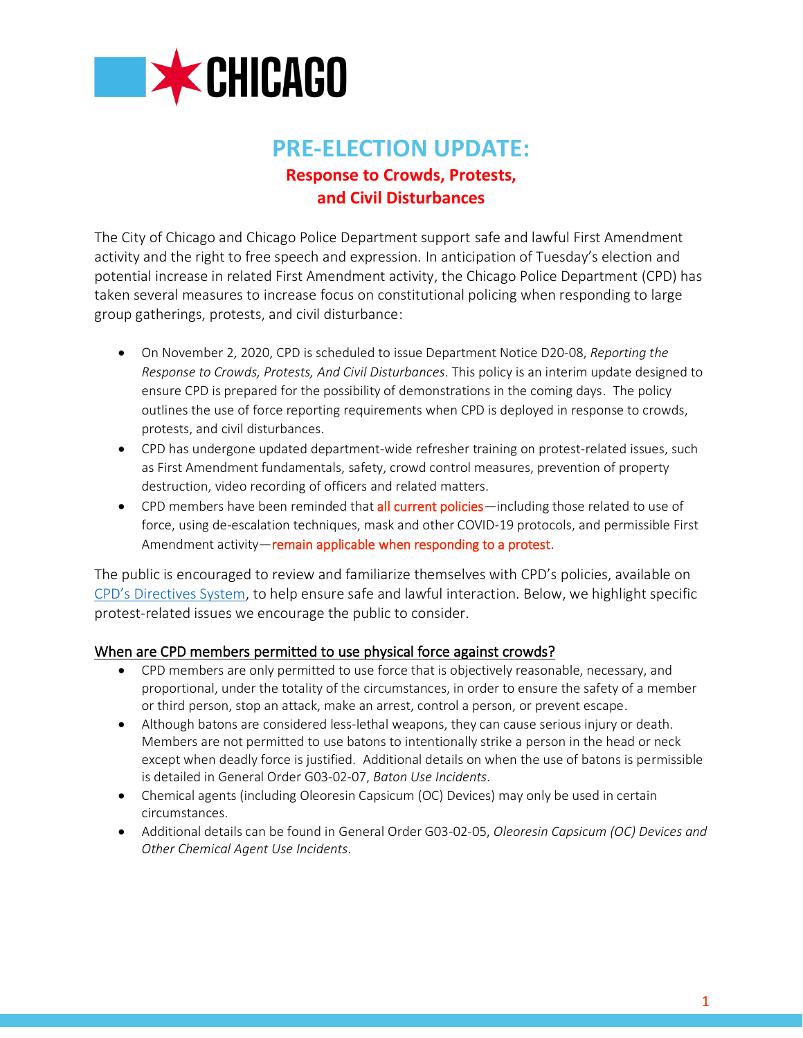CHICAGO

# PRE-ELECTION UPDATE:

## Response to Crowds, Protests, and Civil Disturbances

The City of Chicago and Chicago Police Department support safe and lawful First Amendment activity and the right to free speech and expression. In anticipation of Tuesday's election and potential increase in related First Amendment activity, the Chicago Police Department (CPD) has taken several measures to increase focus on constitutional policing when responding to large group gatherings, protests, and civil disturbance:

- On November 2, 2020, CPD is scheduled to issue Department Notice D20-08, *Reporting the Response to Crowds, Protests, And Civil Disturbances*. This policy is an interim update designed to ensure CPD is prepared for the possibility of demonstrations in the coming days. The policy outlines the use of force reporting requirements when CPD is deployed in response to crowds, protests, and civil disturbances.
- CPD has undergone updated department-wide refresher training on protest-related issues, such as First Amendment fundamentals, safety, crowd control measures, prevention of property destruction, video recording of officers and related matters.
- CPD members have been reminded that all current policies—including those related to use of force, using de-escalation techniques, mask and other COVID-19 protocols, and permissible First Amendment activity—remain applicable when responding to a protest.

The public is encouraged to review and familiarize themselves with CPD's policies, available on CPD's Directives System, to help ensure safe and lawful interaction. Below, we highlight specific protest-related issues we encourage the public to consider.

### When are CPD members permitted to use physical force against crowds?

- CPD members are only permitted to use force that is objectively reasonable, necessary, and proportional, under the totality of the circumstances, in order to ensure the safety of a member or third person, stop an attack, make an arrest, control a person, or prevent escape.
- Although batons are considered less-lethal weapons, they can cause serious injury or death. Members are not permitted to use batons to intentionally strike a person in the head or neck except when deadly force is justified. Additional details on when the use of batons is permissible is detailed in General Order G03-02-07, *Baton Use Incidents*.
- Chemical agents (including Oleoresin Capsicum (OC) Devices) may only be used in certain circumstances.
- Additional details can be found in General Order G03-02-05, *Oleoresin Capsicum (OC) Devices and Other Chemical Agent Use Incidents*.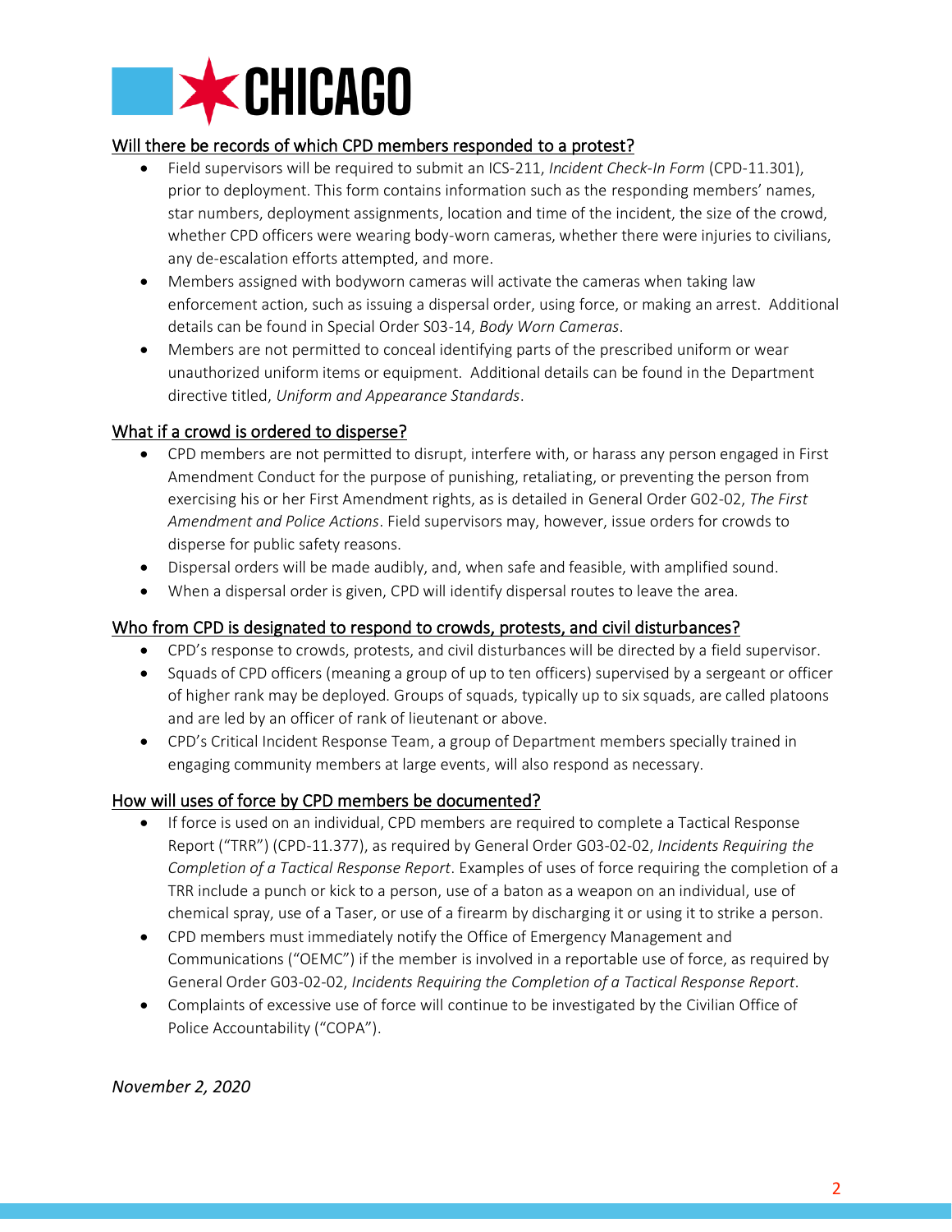## Will there be records of which CPD members responded to a protest?

- Field supervisors will be required to submit an ICS-211, *Incident Check-In Form* (CPD-11.301), prior to deployment. This form contains information such as the responding members' names, star numbers, deployment assignments, location and time of the incident, the size of the crowd, whether CPD officers were wearing body-worn cameras, whether there were injuries to civilians, any de-escalation efforts attempted, and more.
- Members assigned with bodyworn cameras will activate the cameras when taking law enforcement action, such as issuing a dispersal order, using force, or making an arrest. Additional details can be found in Special Order S03-14, *Body Worn Cameras*.
- Members are not permitted to conceal identifying parts of the prescribed uniform or wear unauthorized uniform items or equipment. Additional details can be found in the Department directive titled, *Uniform and Appearance Standards*.

## What if a crowd is ordered to disperse?

- CPD members are not permitted to disrupt, interfere with, or harass any person engaged in First Amendment Conduct for the purpose of punishing, retaliating, or preventing the person from exercising his or her First Amendment rights, as is detailed in General Order G02-02, *The First Amendment and Police Actions*. Field supervisors may, however, issue orders for crowds to disperse for public safety reasons.
- Dispersal orders will be made audibly, and, when safe and feasible, with amplified sound.
- When a dispersal order is given, CPD will identify dispersal routes to leave the area.

## Who from CPD is designated to respond to crowds, protests, and civil disturbances?

- CPD's response to crowds, protests, and civil disturbances will be directed by a field supervisor.
- Squads of CPD officers (meaning a group of up to ten officers) supervised by a sergeant or officer of higher rank may be deployed. Groups of squads, typically up to six squads, are called platoons and are led by an officer of rank of lieutenant or above.
- CPD's Critical Incident Response Team, a group of Department members specially trained in engaging community members at large events, will also respond as necessary.

## How will uses of force by CPD members be documented?

- If force is used on an individual, CPD members are required to complete a Tactical Response Report ("TRR") (CPD-11.377), as required by General Order G03-02-02, *Incidents Requiring the Completion of a Tactical Response Report*. Examples of uses of force requiring the completion of a TRR include a punch or kick to a person, use of a baton as a weapon on an individual, use of chemical spray, use of a Taser, or use of a firearm by discharging it or using it to strike a person.
- CPD members must immediately notify the Office of Emergency Management and Communications ("OEMC") if the member is involved in a reportable use of force, as required by General Order G03-02-02, *Incidents Requiring the Completion of a Tactical Response Report*.
- Complaints of excessive use of force will continue to be investigated by the Civilian Office of Police Accountability ("COPA").

*November 2, 2020*